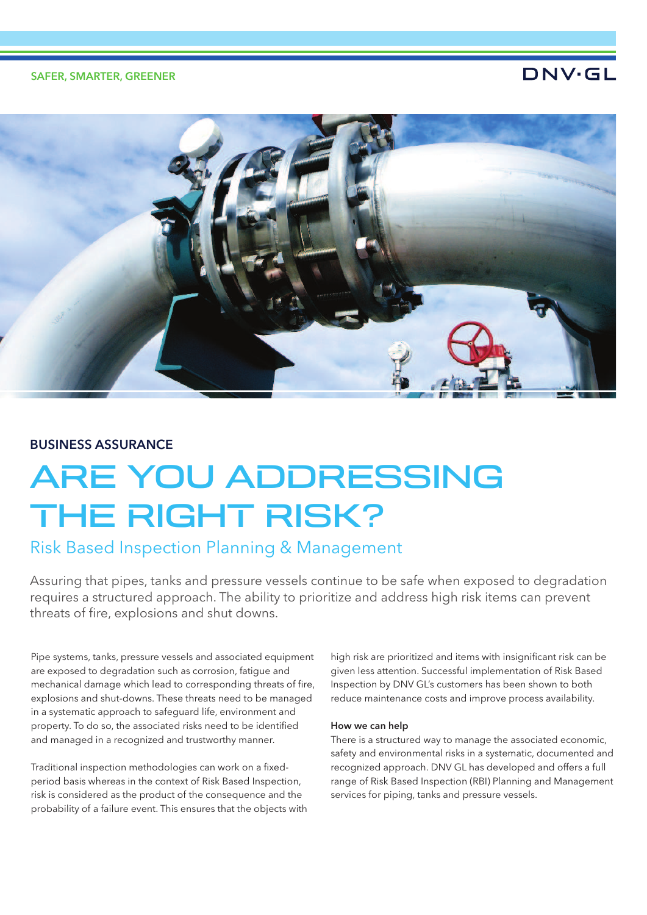SAFER, SMARTER, GREENER

DNV·GL

## BUSINESS ASSURANCE

# ARE YOU ADDRESSING THE RIGHT RISK?

## Risk Based Inspection Planning & Management

Assuring that pipes, tanks and pressure vessels continue to be safe when exposed to degradation requires a structured approach. The ability to prioritize and address high risk items can prevent threats of fire, explosions and shut downs.

Pipe systems, tanks, pressure vessels and associated equipment are exposed to degradation such as corrosion, fatigue and mechanical damage which lead to corresponding threats of fire, explosions and shut-downs. These threats need to be managed in a systematic approach to safeguard life, environment and property. To do so, the associated risks need to be identified and managed in a recognized and trustworthy manner.

Traditional inspection methodologies can work on a fixed-period basis whereas in the context of Risk Based Inspection, risk is considered as the product of the consequence and the probability of a failure event. This ensures that the objects with high risk are prioritized and items with insignificant risk can be given less attention. Successful implementation of Risk Based Inspection by DNV GL's customers has been shown to both reduce maintenance costs and improve process availability.

**How we can help**

There is a structured way to manage the associated economic, safety and environmental risks in a systematic, documented and recognized approach. DNV GL has developed and offers a full range of Risk Based Inspection (RBI) Planning and Management services for piping, tanks and pressure vessels.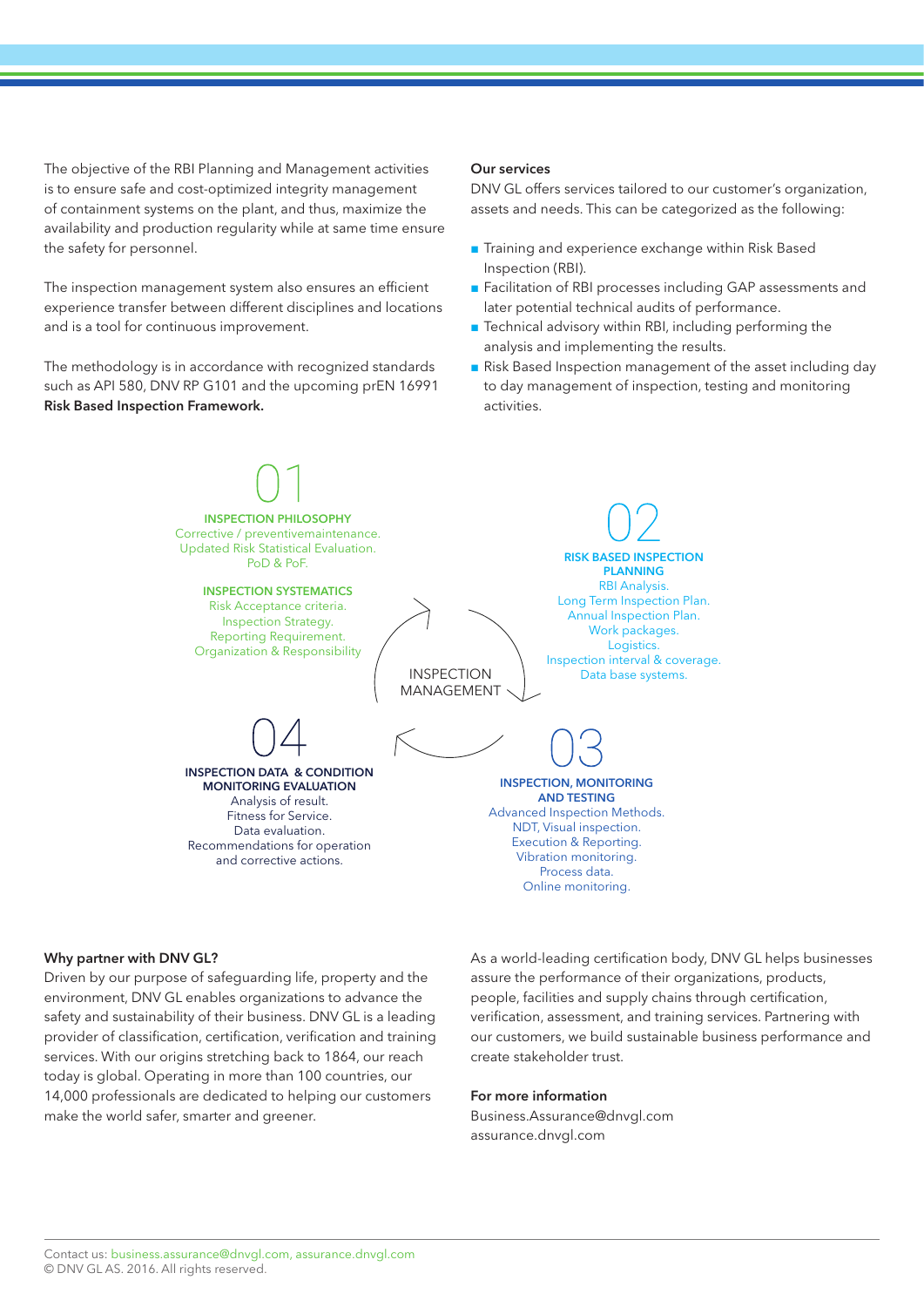The objective of the RBI Planning and Management activities is to ensure safe and cost-optimized integrity management of containment systems on the plant, and thus, maximize the availability and production regularity while at same time ensure the safety for personnel.

The inspection management system also ensures an efficient experience transfer between different disciplines and locations and is a tool for continuous improvement.

The methodology is in accordance with recognized standards such as API 580, DNV RP G101 and the upcoming prEN 16991 **Risk Based Inspection Framework.**

**Our services**

DNV GL offers services tailored to our customer's organization, assets and needs. This can be categorized as the following:

- Training and experience exchange within Risk Based Inspection (RBI).
- Facilitation of RBI processes including GAP assessments and later potential technical audits of performance.
- Technical advisory within RBI, including performing the analysis and implementing the results.
- Risk Based Inspection management of the asset including day to day management of inspection, testing and monitoring activities.

01

INSPECTION PHILOSOPHY

Corrective / preventivemaintenance.
Updated Risk Statistical Evaluation.
PoD & PoF.

INSPECTION SYSTEMATICS

Risk Acceptance criteria.
Inspection Strategy.
Reporting Requirement.
Organization & Responsibility

02

RISK BASED INSPECTION PLANNING

RBI Analysis.
Long Term Inspection Plan.
Annual Inspection Plan.
Work packages.
Logistics.
Inspection interval & coverage.
Data base systems.

INSPECTION MANAGEMENT

04

INSPECTION DATA & CONDITION MONITORING EVALUATION

Analysis of result.
Fitness for Service.
Data evaluation.
Recommendations for operation and corrective actions.

03

INSPECTION, MONITORING AND TESTING

Advanced Inspection Methods.
NDT, Visual inspection.
Execution & Reporting.
Vibration monitoring.
Process data.
Online monitoring.

**Why partner with DNV GL?**

Driven by our purpose of safeguarding life, property and the environment, DNV GL enables organizations to advance the safety and sustainability of their business. DNV GL is a leading provider of classification, certification, verification and training services. With our origins stretching back to 1864, our reach today is global. Operating in more than 100 countries, our 14,000 professionals are dedicated to helping our customers make the world safer, smarter and greener.

As a world-leading certification body, DNV GL helps businesses assure the performance of their organizations, products, people, facilities and supply chains through certification, verification, assessment, and training services. Partnering with our customers, we build sustainable business performance and create stakeholder trust.

**For more information**

Business.Assurance@dnvgl.com
assurance.dnvgl.com

Contact us: business.assurance@dnvgl.com, assurance.dnvgl.com
© DNV GL AS. 2016. All rights reserved.